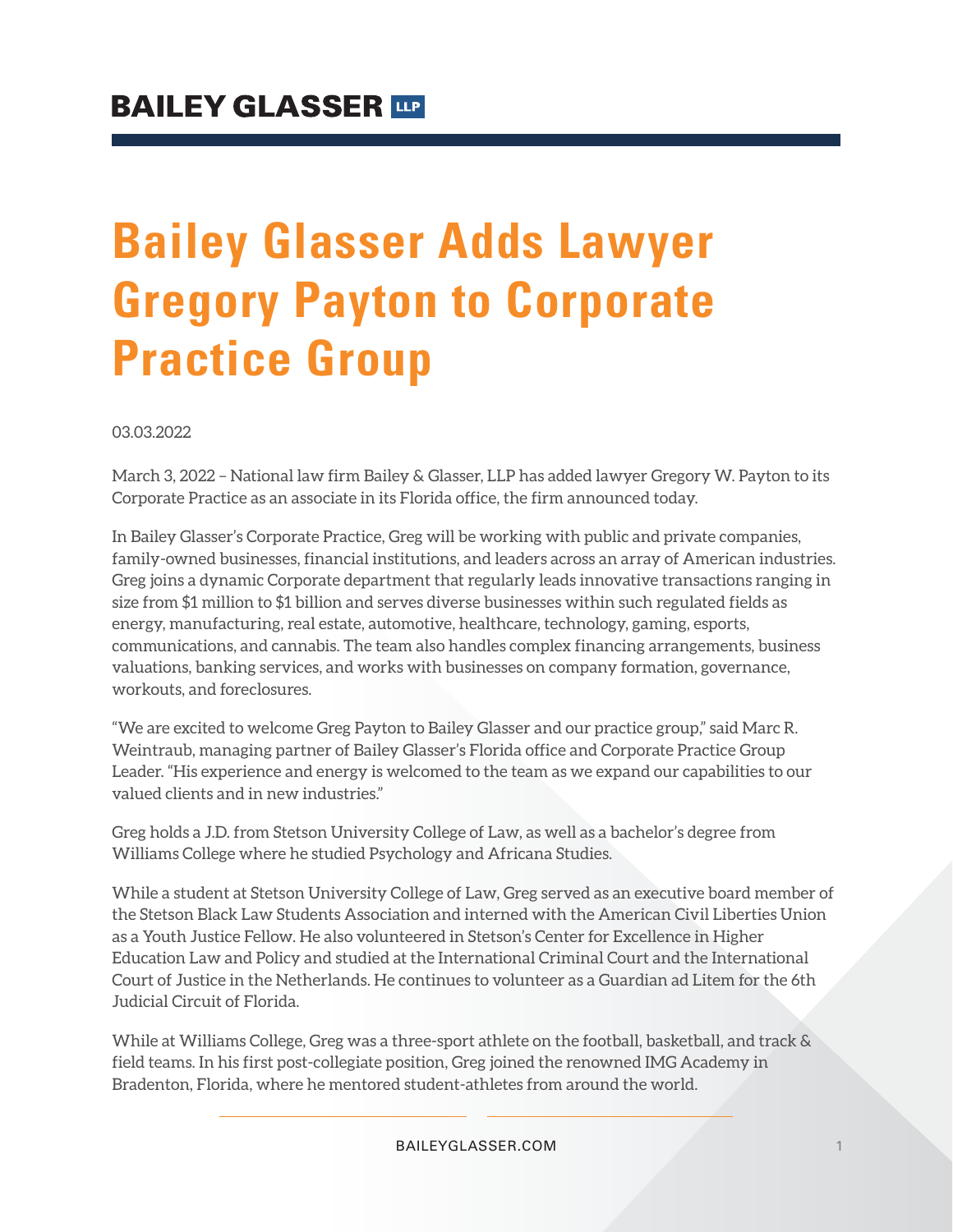BAILEY GLASSER LLP

# Bailey Glasser Adds Lawyer Gregory Payton to Corporate Practice Group

03.03.2022

March 3, 2022 – National law firm Bailey & Glasser, LLP has added lawyer Gregory W. Payton to its Corporate Practice as an associate in its Florida office, the firm announced today.

In Bailey Glasser's Corporate Practice, Greg will be working with public and private companies, family-owned businesses, financial institutions, and leaders across an array of American industries. Greg joins a dynamic Corporate department that regularly leads innovative transactions ranging in size from $1 million to $1 billion and serves diverse businesses within such regulated fields as energy, manufacturing, real estate, automotive, healthcare, technology, gaming, esports, communications, and cannabis. The team also handles complex financing arrangements, business valuations, banking services, and works with businesses on company formation, governance, workouts, and foreclosures.

"We are excited to welcome Greg Payton to Bailey Glasser and our practice group," said Marc R. Weintraub, managing partner of Bailey Glasser's Florida office and Corporate Practice Group Leader. "His experience and energy is welcomed to the team as we expand our capabilities to our valued clients and in new industries."

Greg holds a J.D. from Stetson University College of Law, as well as a bachelor's degree from Williams College where he studied Psychology and Africana Studies.

While a student at Stetson University College of Law, Greg served as an executive board member of the Stetson Black Law Students Association and interned with the American Civil Liberties Union as a Youth Justice Fellow. He also volunteered in Stetson's Center for Excellence in Higher Education Law and Policy and studied at the International Criminal Court and the International Court of Justice in the Netherlands. He continues to volunteer as a Guardian ad Litem for the 6th Judicial Circuit of Florida.

While at Williams College, Greg was a three-sport athlete on the football, basketball, and track & field teams. In his first post-collegiate position, Greg joined the renowned IMG Academy in Bradenton, Florida, where he mentored student-athletes from around the world.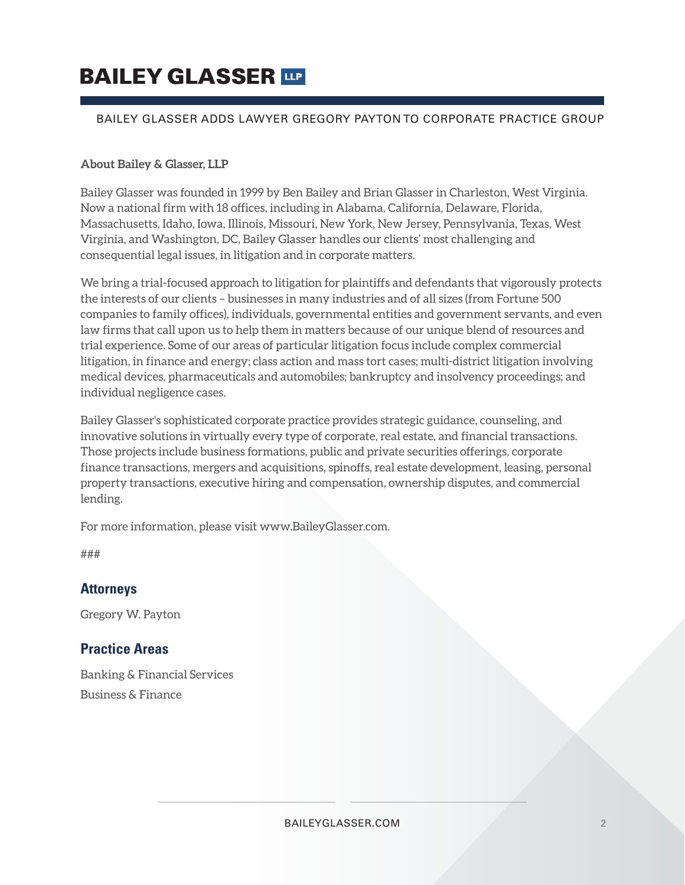**About Bailey & Glasser, LLP**

Bailey Glasser was founded in 1999 by Ben Bailey and Brian Glasser in Charleston, West Virginia. Now a national firm with 18 offices, including in Alabama, California, Delaware, Florida, Massachusetts, Idaho, Iowa, Illinois, Missouri, New York, New Jersey, Pennsylvania, Texas, West Virginia, and Washington, DC, Bailey Glasser handles our clients' most challenging and consequential legal issues, in litigation and in corporate matters.

We bring a trial-focused approach to litigation for plaintiffs and defendants that vigorously protects the interests of our clients – businesses in many industries and of all sizes (from Fortune 500 companies to family offices), individuals, governmental entities and government servants, and even law firms that call upon us to help them in matters because of our unique blend of resources and trial experience. Some of our areas of particular litigation focus include complex commercial litigation, in finance and energy; class action and mass tort cases; multi-district litigation involving medical devices, pharmaceuticals and automobiles; bankruptcy and insolvency proceedings; and individual negligence cases.

Bailey Glasser's sophisticated corporate practice provides strategic guidance, counseling, and innovative solutions in virtually every type of corporate, real estate, and financial transactions. Those projects include business formations, public and private securities offerings, corporate finance transactions, mergers and acquisitions, spinoffs, real estate development, leasing, personal property transactions, executive hiring and compensation, ownership disputes, and commercial lending.

For more information, please visit www.BaileyGlasser.com.

###

## Attorneys

Gregory W. Payton

## Practice Areas

Banking & Financial Services

Business & Finance